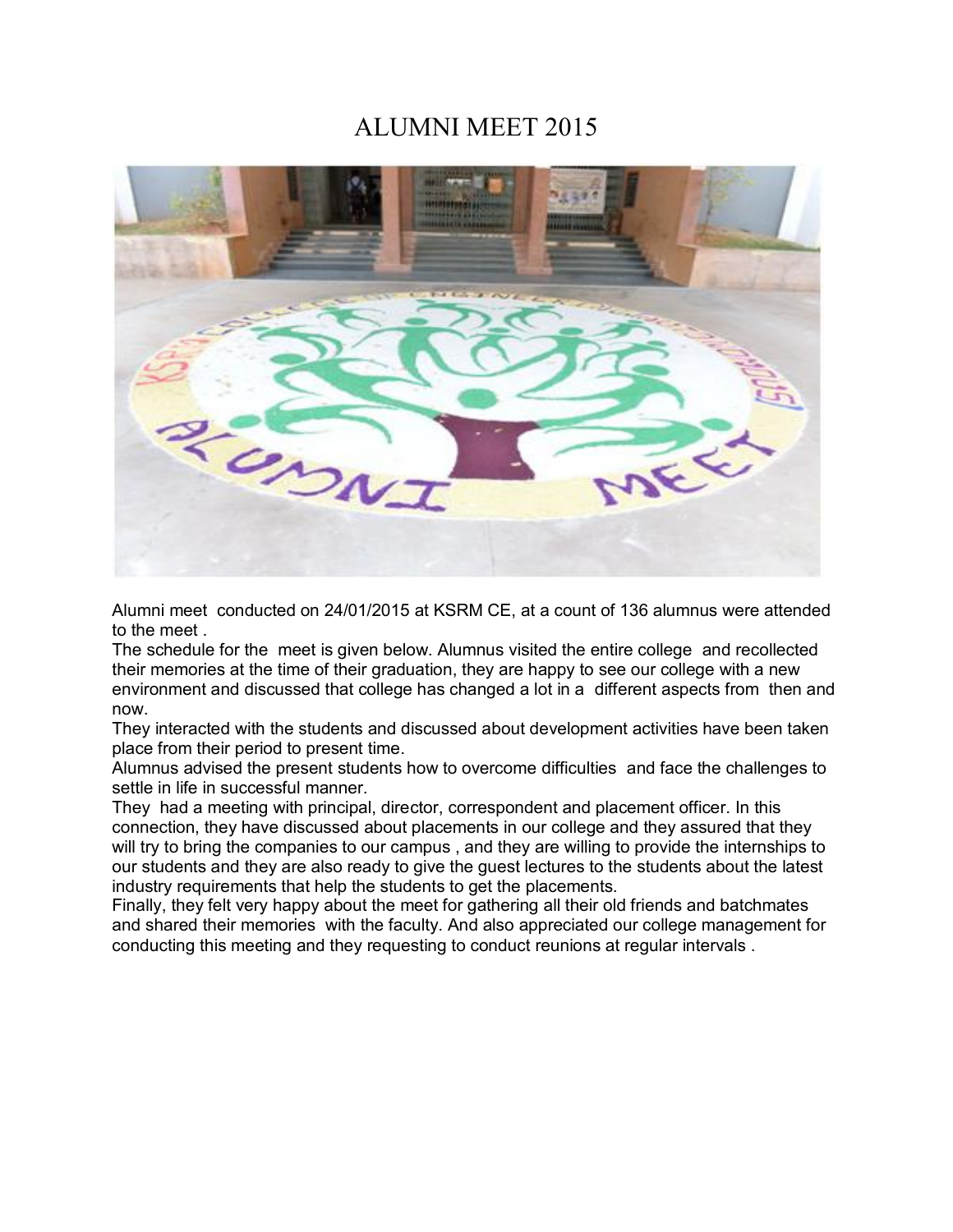# ALUMNI MEET 2015

Alumni meet conducted on 24/01/2015 at KSRM CE, at a count of 136 alumnus were attended to the meet .

The schedule for the meet is given below. Alumnus visited the entire college and recollected their memories at the time of their graduation, they are happy to see our college with a new environment and discussed that college has changed a lot in a different aspects from then and now.

They interacted with the students and discussed about development activities have been taken place from their period to present time.

Alumnus advised the present students how to overcome difficulties and face the challenges to settle in life in successful manner.

They had a meeting with principal, director, correspondent and placement officer. In this connection, they have discussed about placements in our college and they assured that they will try to bring the companies to our campus , and they are willing to provide the internships to our students and they are also ready to give the guest lectures to the students about the latest industry requirements that help the students to get the placements.

Finally, they felt very happy about the meet for gathering all their old friends and batchmates and shared their memories with the faculty. And also appreciated our college management for conducting this meeting and they requesting to conduct reunions at regular intervals .